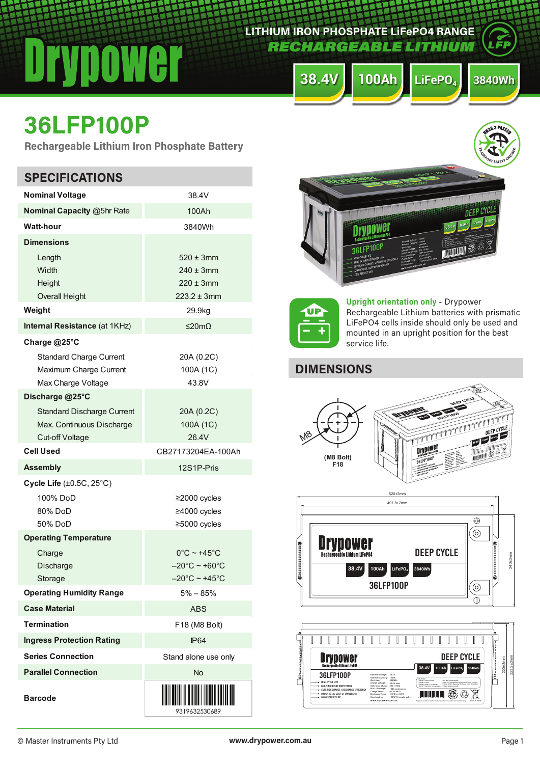# Drypower

LITHIUM IRON PHOSPHATE LiFePO4 RANGE

RECHARGEABLE LITHIUM

38.4V | 100Ah | $LiFePO_4$ | 3840Wh

## 36LFP100P

Rechargeable Lithium Iron Phosphate Battery

## SPECIFICATIONS

| Parameter | Value |
|---|---|
| **Nominal Voltage** | 38.4V |
| **Nominal Capacity** @5hr Rate | 100Ah |
| **Watt-hour** | 3840Wh |
| **Dimensions** | |
| Length | 520 ± 3mm |
| Width | 240 ± 3mm |
| Height | 220 ± 3mm |
| Overall Height | 223.2 ± 3mm |
| **Weight** | 29.9kg |
| **Internal Resistance** (at 1KHz) | ≤20mΩ |
| **Charge @25°C** | |
| Standard Charge Current | 20A (0.2C) |
| Maximum Charge Current | 100A (1C) |
| Max Charge Voltage | 43.8V |
| **Discharge @25°C** | |
| Standard Discharge Current | 20A (0.2C) |
| Max. Continuous Discharge | 100A (1C) |
| Cut-off Voltage | 26.4V |
| **Cell Used** | CB27173204EA-100Ah |
| **Assembly** | 12S1P-Pris |
| **Cycle Life** (±0.5C, 25°C) | |
| 100% DoD | ≥2000 cycles |
| 80% DoD | ≥4000 cycles |
| 50% DoD | ≥5000 cycles |
| **Operating Temperature** | |
| Charge | 0°C ~ +45°C |
| Discharge | –20°C ~ +60°C |
| Storage | –20°C ~ +45°C |
| **Operating Humidity Range** | 5% – 85% |
| **Case Material** | ABS |
| **Termination** | F18 (M8 Bolt) |
| **Ingress Protection Rating** | IP64 |
| **Series Connection** | Stand alone use only |
| **Parallel Connection** | No |
| **Barcode** | 9319632530689 |

**Upright orientation only** - Drypower Rechargeable Lithium batteries with prismatic LiFePO4 cells inside should only be used and mounted in an upright position for the best service life.

## DIMENSIONS

M8

(M8 Bolt) F18

520±3mm

497.8±2mm

240±3mm

220±3mm

223.2±3mm

© Master Instruments Pty Ltd

www.drypower.com.au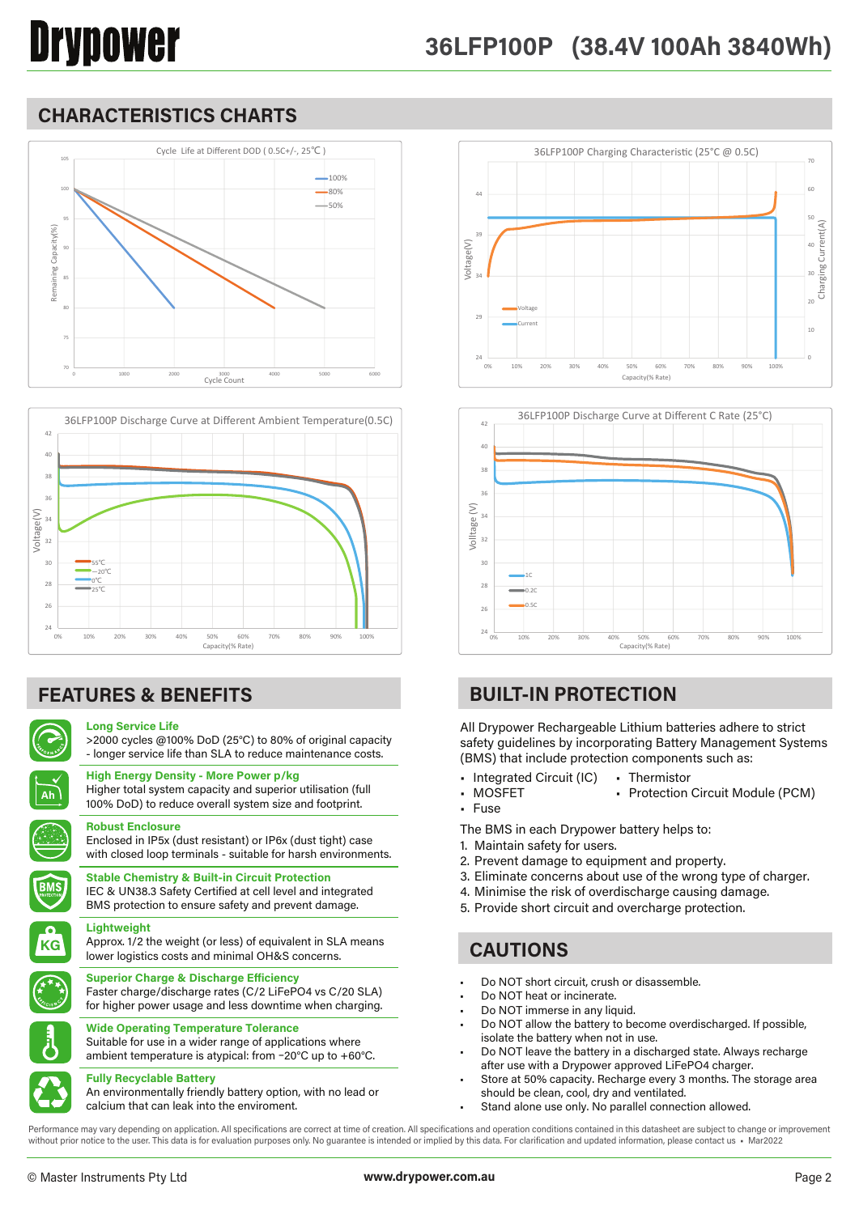# Drypower

## 36LFP100P (38.4V 100Ah 3840Wh)

## CHARACTERISTICS CHARTS

Cycle Life at Different DOD ( 0.5C+/-, 25℃ )

Remaining Capacity(%)

105
100
95
90
85
80
75
70

0 1000 2000 3000 4000 5000 6000

Cycle Count

100%
80%
50%

36LFP100P Charging Characteristic (25°C @ 0.5C)

Voltage(V)

44
39
34
29
24

Charging Current(A)

70
60
50
40
30
20
10
0

0% 10% 20% 30% 40% 50% 60% 70% 80% 90% 100%

Capacity(% Rate)

Voltage
Current

36LFP100P Discharge Curve at Different Ambient Temperature(0.5C)

Voltage(V)

42
40
38
36
34
32
30
28
26
24

0% 10% 20% 30% 40% 50% 60% 70% 80% 90% 100%

Capacity(% Rate)

55℃
−20℃
0℃
25℃

36LFP100P Discharge Curve at Different C Rate (25°C)

Voltage (V)

42
40
38
36
34
32
30
28
26
24

0% 10% 20% 30% 40% 50% 60% 70% 80% 90% 100%

Capacity(% Rate)

1C
0.2C
0.5C

## FEATURES & BENEFITS

**Long Service Life**
>2000 cycles @100% DoD (25°C) to 80% of original capacity - longer service life than SLA to reduce maintenance costs.

**High Energy Density - More Power p/kg**
Higher total system capacity and superior utilisation (full 100% DoD) to reduce overall system size and footprint.

**Robust Enclosure**
Enclosed in IP5x (dust resistant) or IP6x (dust tight) case with closed loop terminals - suitable for harsh environments.

**Stable Chemistry & Built-in Circuit Protection**
IEC & UN38.3 Safety Certified at cell level and integrated BMS protection to ensure safety and prevent damage.

**Lightweight**
Approx. 1/2 the weight (or less) of equivalent in SLA means lower logistics costs and minimal OH&S concerns.

**Superior Charge & Discharge Efficiency**
Faster charge/discharge rates (C/2 LiFePO4 vs C/20 SLA) for higher power usage and less downtime when charging.

**Wide Operating Temperature Tolerance**
Suitable for use in a wider range of applications where ambient temperature is atypical: from −20°C up to +60°C.

**Fully Recyclable Battery**
An environmentally friendly battery option, with no lead or calcium that can leak into the enviroment.

## BUILT-IN PROTECTION

All Drypower Rechargeable Lithium batteries adhere to strict safety guidelines by incorporating Battery Management Systems (BMS) that include protection components such as:

- Integrated Circuit (IC)
- MOSFET
- Fuse
- Thermistor
- Protection Circuit Module (PCM)

The BMS in each Drypower battery helps to:

1. Maintain safety for users.
2. Prevent damage to equipment and property.
3. Eliminate concerns about use of the wrong type of charger.
4. Minimise the risk of overdischarge causing damage.
5. Provide short circuit and overcharge protection.

## CAUTIONS

- Do NOT short circuit, crush or disassemble.
- Do NOT heat or incinerate.
- Do NOT immerse in any liquid.
- Do NOT allow the battery to become overdischarged. If possible, isolate the battery when not in use.
- Do NOT leave the battery in a discharged state. Always recharge after use with a Drypower approved LiFePO4 charger.
- Store at 50% capacity. Recharge every 3 months. The storage area should be clean, cool, dry and ventilated.
- Stand alone use only. No parallel connection allowed.

Performance may vary depending on application. All specifications are correct at time of creation. All specifications and operation conditions contained in this datasheet are subject to change or improvement without prior notice to the user. This data is for evaluation purposes only. No guarantee is intended or implied by this data. For clarification and updated information, please contact us • Mar2022

© Master Instruments Pty Ltd www.drypower.com.au